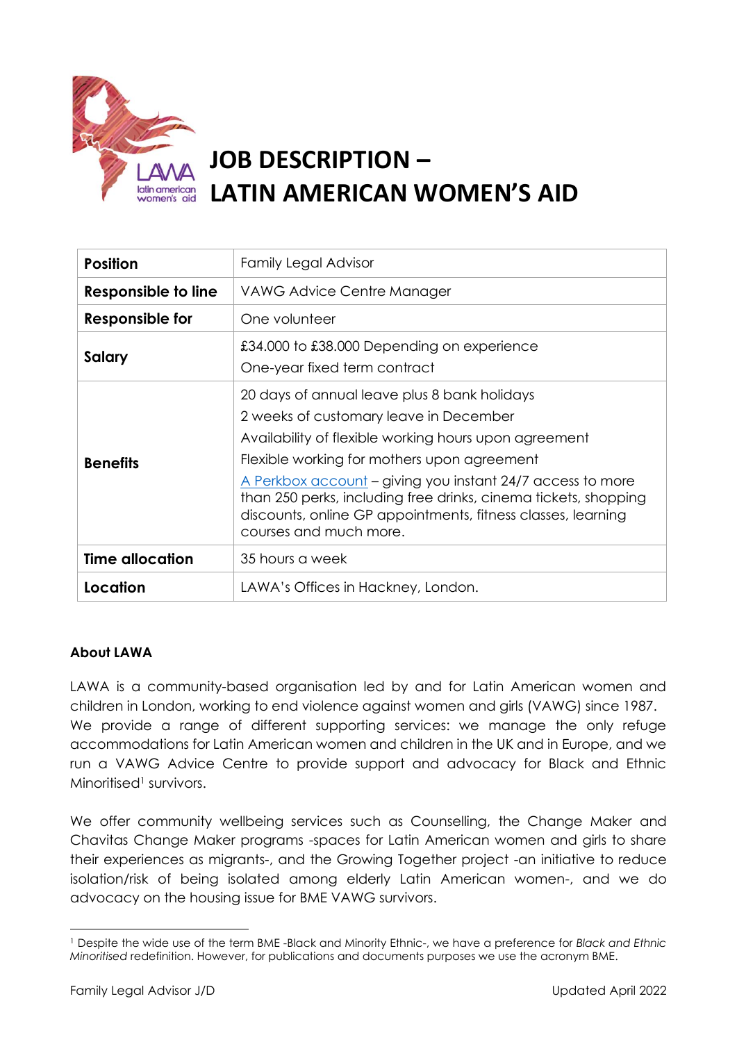# JOB DESCRIPTION – LATIN AMERICAN WOMEN'S AID

| Position | Family Legal Advisor |
|---|---|
| Responsible to line | VAWG Advice Centre Manager |
| Responsible for | One volunteer |
| Salary | £34.000 to £38.000 Depending on experience<br>One-year fixed term contract |
| Benefits | 20 days of annual leave plus 8 bank holidays<br>2 weeks of customary leave in December<br>Availability of flexible working hours upon agreement<br>Flexible working for mothers upon agreement<br>A Perkbox account – giving you instant 24/7 access to more than 250 perks, including free drinks, cinema tickets, shopping discounts, online GP appointments, fitness classes, learning courses and much more. |
| Time allocation | 35 hours a week |
| Location | LAWA's Offices in Hackney, London. |

**About LAWA**

LAWA is a community-based organisation led by and for Latin American women and children in London, working to end violence against women and girls (VAWG) since 1987. We provide a range of different supporting services: we manage the only refuge accommodations for Latin American women and children in the UK and in Europe, and we run a VAWG Advice Centre to provide support and advocacy for Black and Ethnic Minoritised[1] survivors.

We offer community wellbeing services such as Counselling, the Change Maker and Chavitas Change Maker programs -spaces for Latin American women and girls to share their experiences as migrants-, and the Growing Together project -an initiative to reduce isolation/risk of being isolated among elderly Latin American women-, and we do advocacy on the housing issue for BME VAWG survivors.

[1] Despite the wide use of the term BME -Black and Minority Ethnic-, we have a preference for *Black and Ethnic Minoritised* redefinition. However, for publications and documents purposes we use the acronym BME.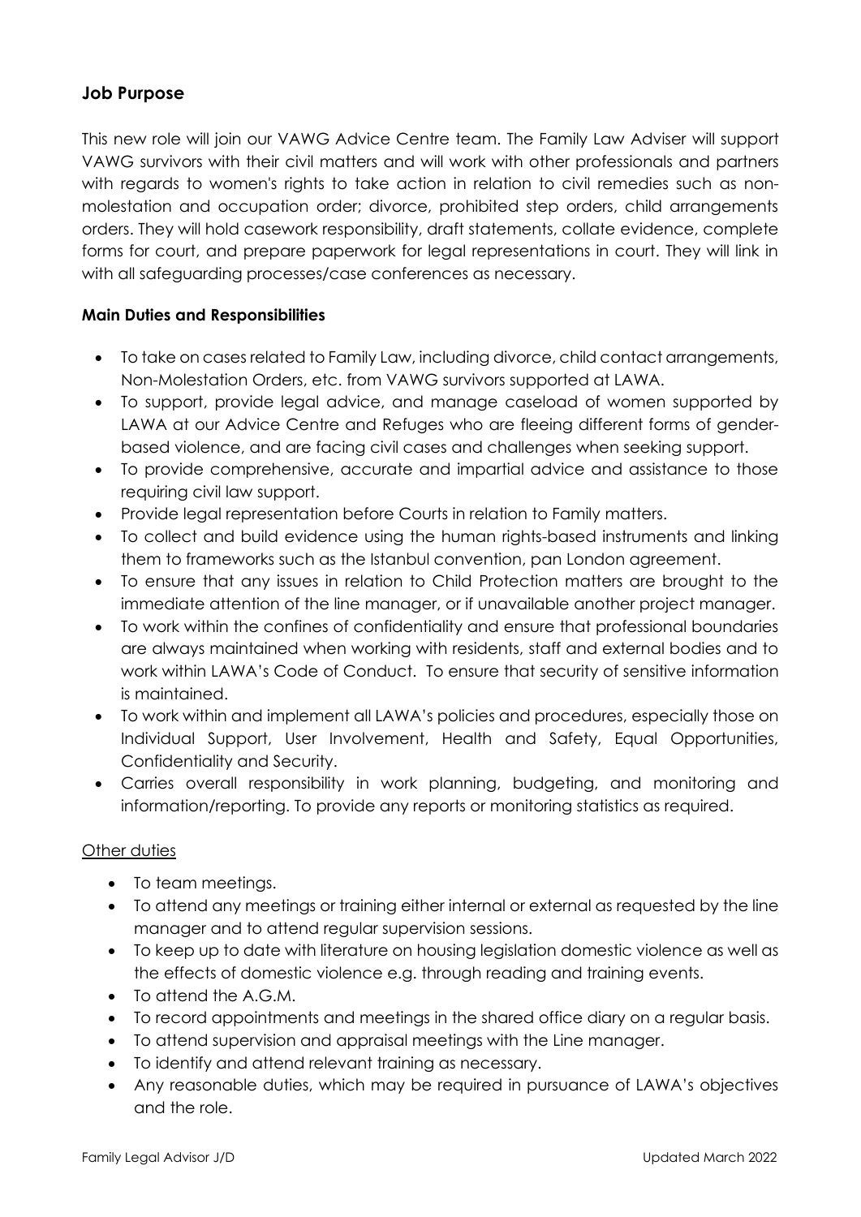## Job Purpose

This new role will join our VAWG Advice Centre team. The Family Law Adviser will support VAWG survivors with their civil matters and will work with other professionals and partners with regards to women's rights to take action in relation to civil remedies such as non-molestation and occupation order; divorce, prohibited step orders, child arrangements orders. They will hold casework responsibility, draft statements, collate evidence, complete forms for court, and prepare paperwork for legal representations in court. They will link in with all safeguarding processes/case conferences as necessary.

### Main Duties and Responsibilities

- To take on cases related to Family Law, including divorce, child contact arrangements, Non-Molestation Orders, etc. from VAWG survivors supported at LAWA.
- To support, provide legal advice, and manage caseload of women supported by LAWA at our Advice Centre and Refuges who are fleeing different forms of gender-based violence, and are facing civil cases and challenges when seeking support.
- To provide comprehensive, accurate and impartial advice and assistance to those requiring civil law support.
- Provide legal representation before Courts in relation to Family matters.
- To collect and build evidence using the human rights-based instruments and linking them to frameworks such as the Istanbul convention, pan London agreement.
- To ensure that any issues in relation to Child Protection matters are brought to the immediate attention of the line manager, or if unavailable another project manager.
- To work within the confines of confidentiality and ensure that professional boundaries are always maintained when working with residents, staff and external bodies and to work within LAWA's Code of Conduct. To ensure that security of sensitive information is maintained.
- To work within and implement all LAWA's policies and procedures, especially those on Individual Support, User Involvement, Health and Safety, Equal Opportunities, Confidentiality and Security.
- Carries overall responsibility in work planning, budgeting, and monitoring and information/reporting. To provide any reports or monitoring statistics as required.

<u>Other duties</u>

- To team meetings.
- To attend any meetings or training either internal or external as requested by the line manager and to attend regular supervision sessions.
- To keep up to date with literature on housing legislation domestic violence as well as the effects of domestic violence e.g. through reading and training events.
- To attend the A.G.M.
- To record appointments and meetings in the shared office diary on a regular basis.
- To attend supervision and appraisal meetings with the Line manager.
- To identify and attend relevant training as necessary.
- Any reasonable duties, which may be required in pursuance of LAWA's objectives and the role.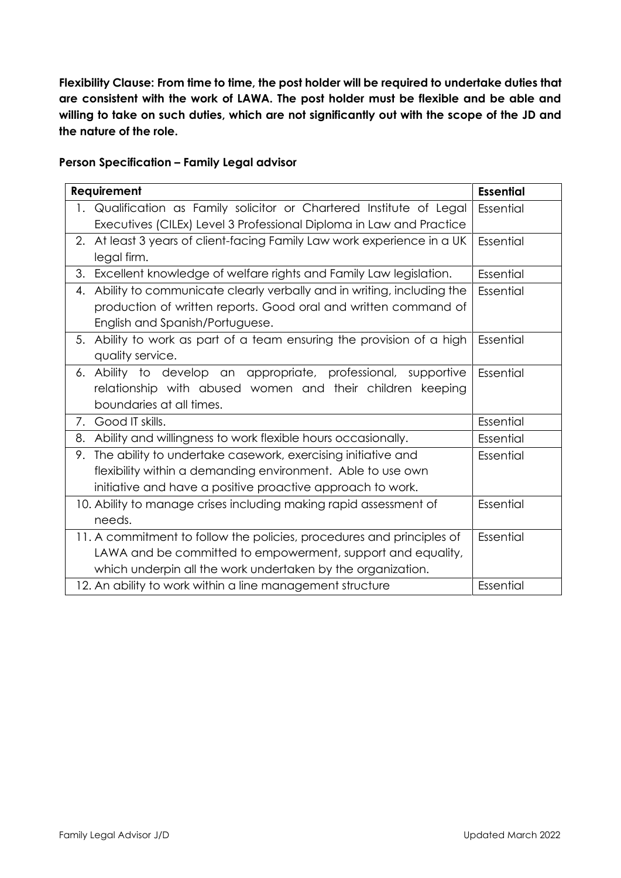**Flexibility Clause: From time to time, the post holder will be required to undertake duties that are consistent with the work of LAWA. The post holder must be flexible and be able and willing to take on such duties, which are not significantly out with the scope of the JD and the nature of the role.**

**Person Specification – Family Legal advisor**

| Requirement | Essential |
|---|---|
| 1. Qualification as Family solicitor or Chartered Institute of Legal Executives (CILEx) Level 3 Professional Diploma in Law and Practice | Essential |
| 2. At least 3 years of client-facing Family Law work experience in a UK legal firm. | Essential |
| 3. Excellent knowledge of welfare rights and Family Law legislation. | Essential |
| 4. Ability to communicate clearly verbally and in writing, including the production of written reports. Good oral and written command of English and Spanish/Portuguese. | Essential |
| 5. Ability to work as part of a team ensuring the provision of a high quality service. | Essential |
| 6. Ability to develop an appropriate, professional, supportive relationship with abused women and their children keeping boundaries at all times. | Essential |
| 7. Good IT skills. | Essential |
| 8. Ability and willingness to work flexible hours occasionally. | Essential |
| 9. The ability to undertake casework, exercising initiative and flexibility within a demanding environment. Able to use own initiative and have a positive proactive approach to work. | Essential |
| 10. Ability to manage crises including making rapid assessment of needs. | Essential |
| 11. A commitment to follow the policies, procedures and principles of LAWA and be committed to empowerment, support and equality, which underpin all the work undertaken by the organization. | Essential |
| 12. An ability to work within a line management structure | Essential |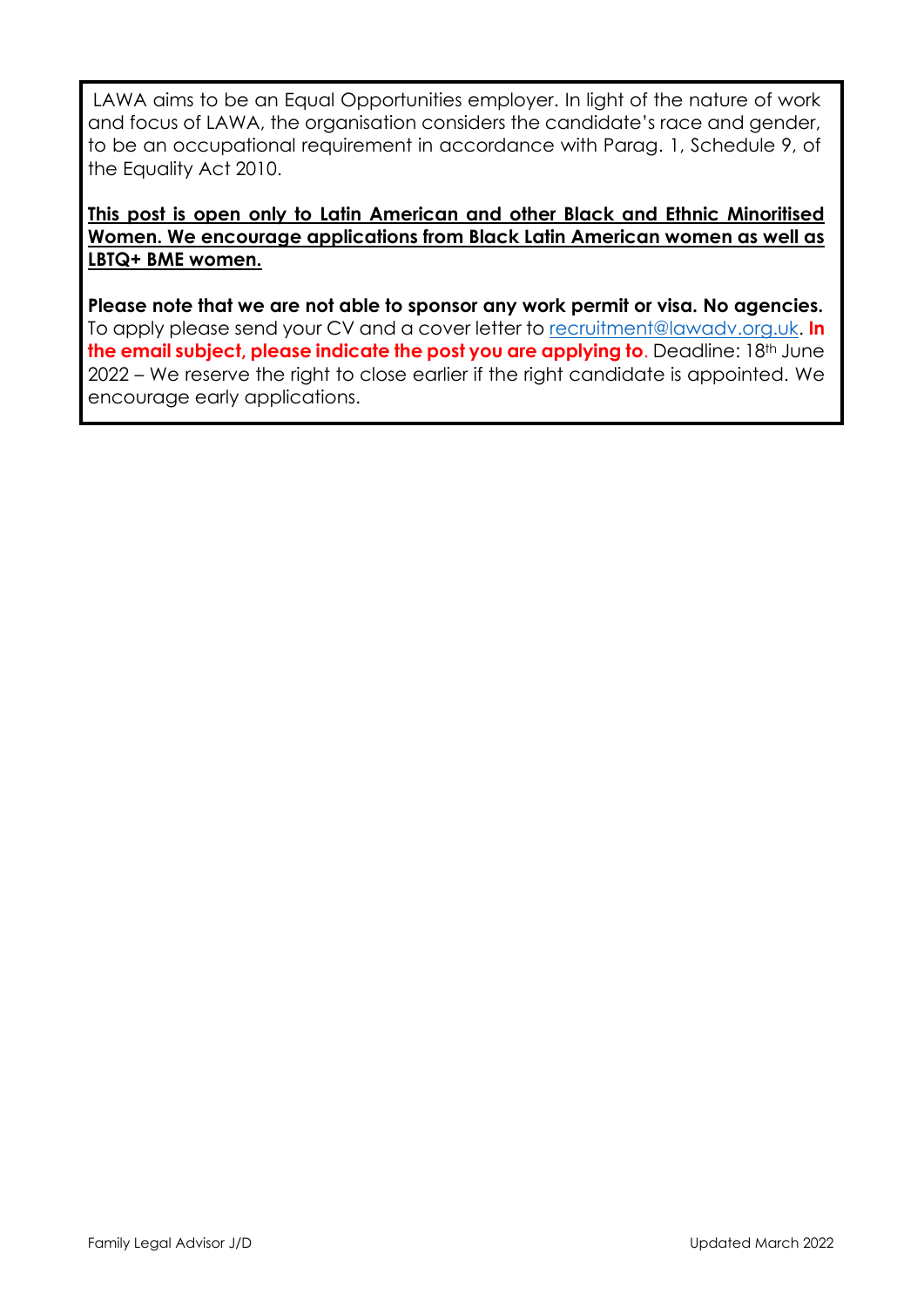LAWA aims to be an Equal Opportunities employer. In light of the nature of work and focus of LAWA, the organisation considers the candidate's race and gender, to be an occupational requirement in accordance with Parag. 1, Schedule 9, of the Equality Act 2010.

**This post is open only to Latin American and other Black and Ethnic Minoritised Women. We encourage applications from Black Latin American women as well as LBTQ+ BME women.**

**Please note that we are not able to sponsor any work permit or visa. No agencies.** To apply please send your CV and a cover letter to recruitment@lawadv.org.uk. **In the email subject, please indicate the post you are applying to**. Deadline: 18th June 2022 – We reserve the right to close earlier if the right candidate is appointed. We encourage early applications.